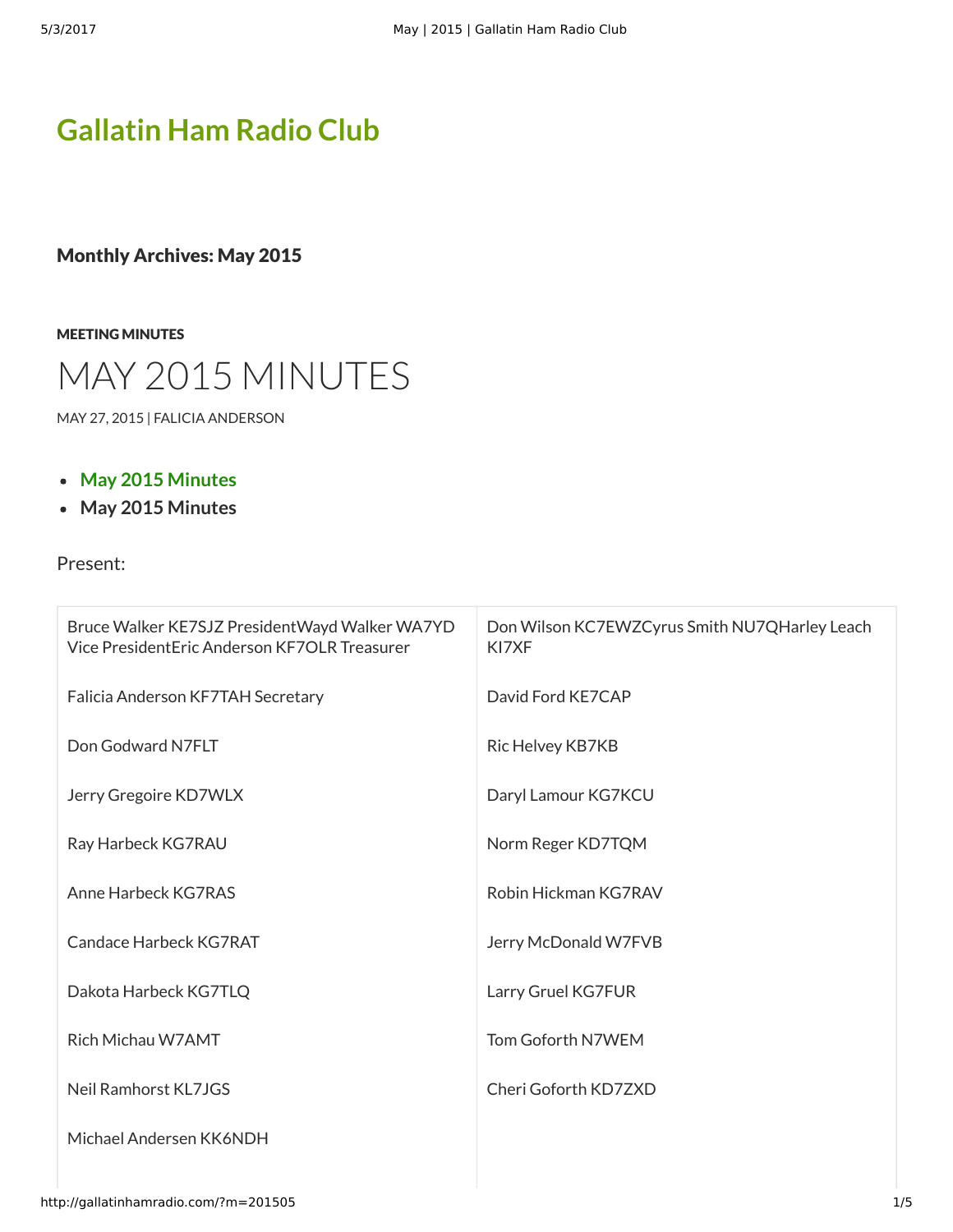# Gallatin Ham Radio Club

### Monthly Archives: May 2015

MEETING MINUTES

# MAY 2015 MINUTES

MAY 27, 2015 | FALICIA ANDERSON

- **May 2015 Minutes**
- **May 2015 Minutes**

Present:

| | |
|---|---|
| Bruce Walker KE7SJZ PresidentWayd Walker WA7YD Vice PresidentEric Anderson KF7OLR Treasurer | Don Wilson KC7EWZCyrus Smith NU7QHarley Leach KI7XF |
| Falicia Anderson KF7TAH Secretary | David Ford KE7CAP |
| Don Godward N7FLT | Ric Helvey KB7KB |
| Jerry Gregoire KD7WLX | Daryl Lamour KG7KCU |
| Ray Harbeck KG7RAU | Norm Reger KD7TQM |
| Anne Harbeck KG7RAS | Robin Hickman KG7RAV |
| Candace Harbeck KG7RAT | Jerry McDonald W7FVB |
| Dakota Harbeck KG7TLQ | Larry Gruel KG7FUR |
| Rich Michau W7AMT | Tom Goforth N7WEM |
| Neil Ramhorst KL7JGS | Cheri Goforth KD7ZXD |
| Michael Andersen KK6NDH | |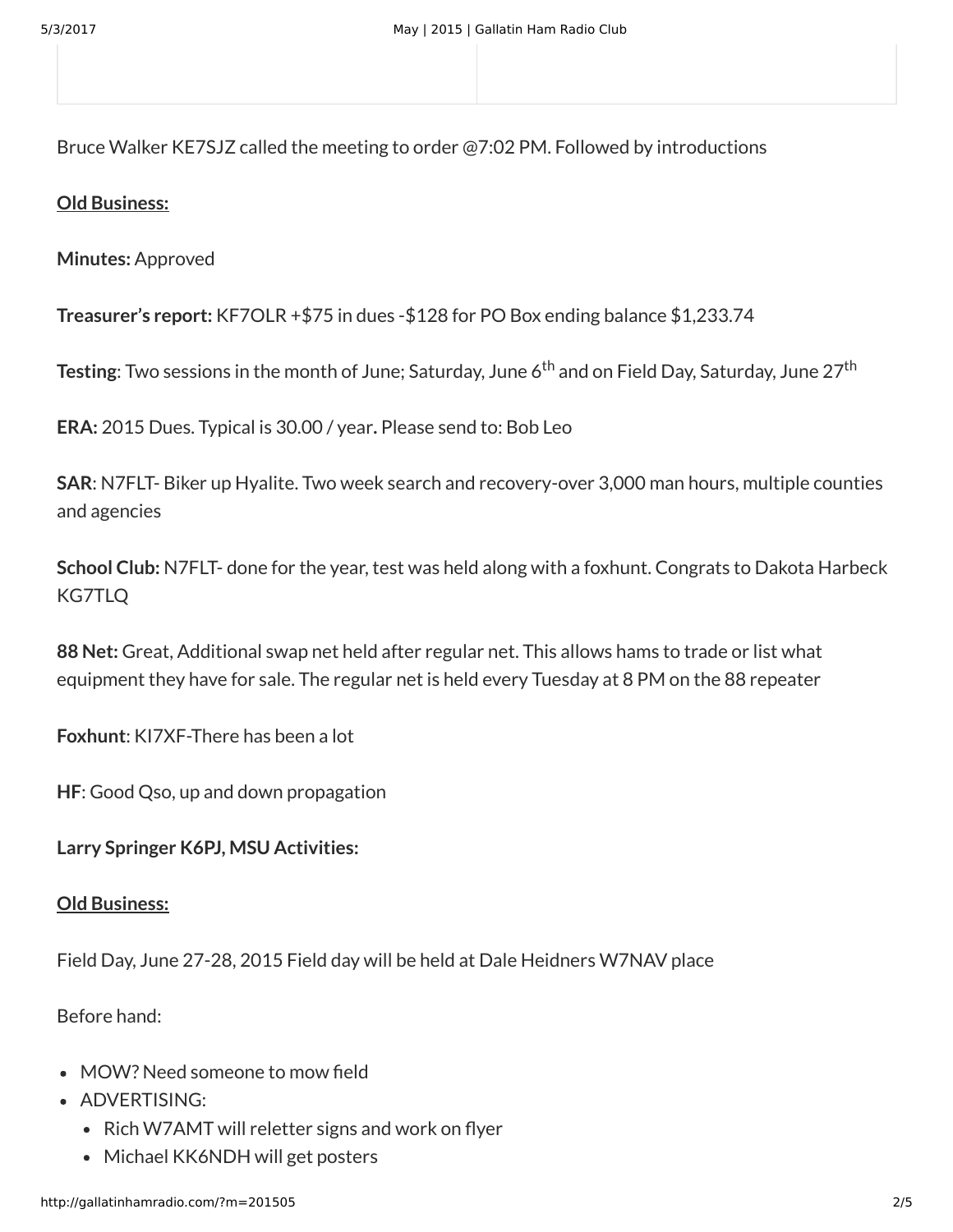Bruce Walker KE7SJZ called the meeting to order @7:02 PM. Followed by introductions

**Old Business:**

**Minutes:** Approved

**Treasurer's report:** KF7OLR +$75 in dues -$128 for PO Box ending balance $1,233.74

**Testing**: Two sessions in the month of June; Saturday, June 6th and on Field Day, Saturday, June 27th

**ERA:** 2015 Dues. Typical is 30.00 / year**.** Please send to: Bob Leo

**SAR**: N7FLT- Biker up Hyalite. Two week search and recovery-over 3,000 man hours, multiple counties and agencies

**School Club:** N7FLT- done for the year, test was held along with a foxhunt. Congrats to Dakota Harbeck KG7TLQ

**88 Net:** Great, Additional swap net held after regular net. This allows hams to trade or list what equipment they have for sale. The regular net is held every Tuesday at 8 PM on the 88 repeater

**Foxhunt**: KI7XF-There has been a lot

**HF**: Good Qso, up and down propagation

**Larry Springer K6PJ, MSU Activities:**

**Old Business:**

Field Day, June 27-28, 2015 Field day will be held at Dale Heidners W7NAV place

Before hand:

- MOW? Need someone to mow field
- ADVERTISING:
  - Rich W7AMT will reletter signs and work on flyer
  - Michael KK6NDH will get posters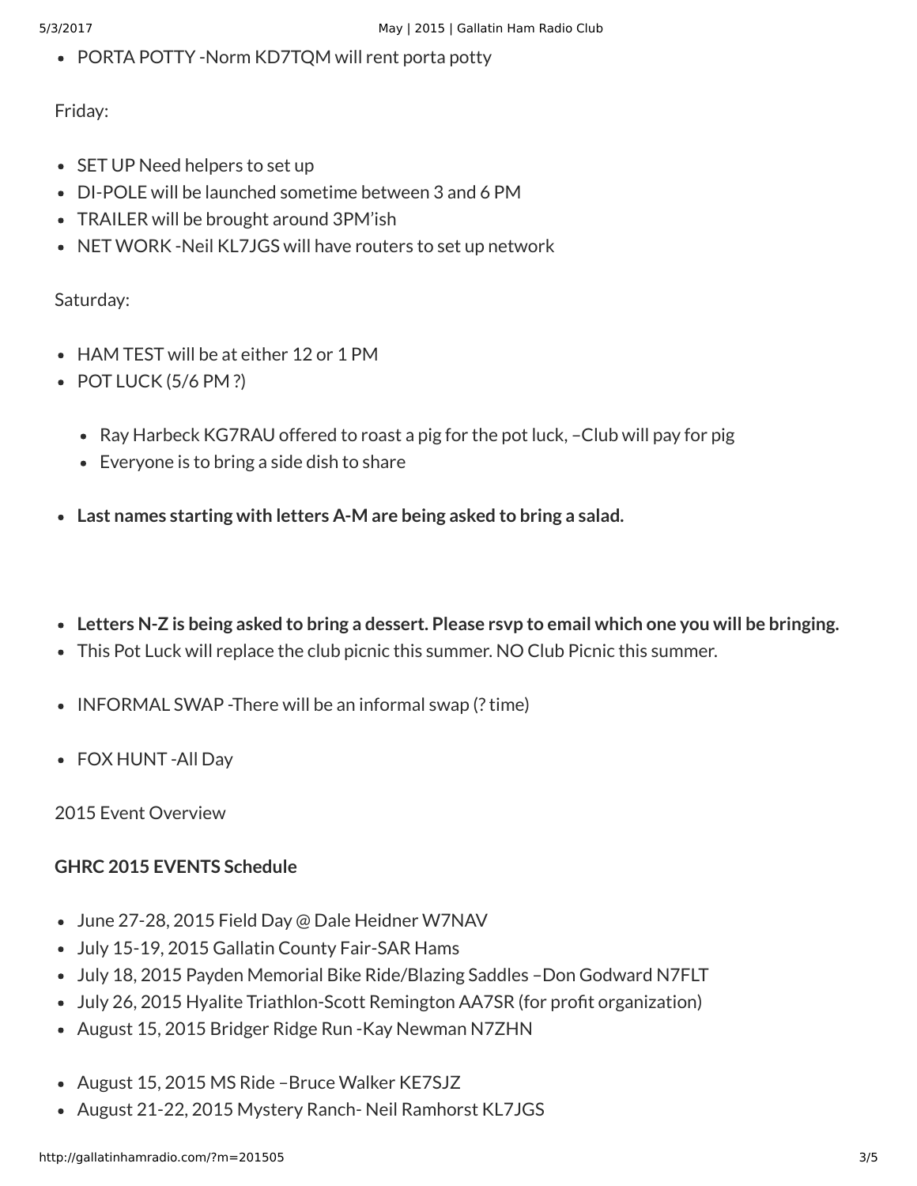- PORTA POTTY -Norm KD7TQM will rent porta potty

Friday:

- SET UP Need helpers to set up
- DI-POLE will be launched sometime between 3 and 6 PM
- TRAILER will be brought around 3PM'ish
- NET WORK -Neil KL7JGS will have routers to set up network

Saturday:

- HAM TEST will be at either 12 or 1 PM
- POT LUCK (5/6 PM ?)
  - Ray Harbeck KG7RAU offered to roast a pig for the pot luck, –Club will pay for pig
  - Everyone is to bring a side dish to share
- **Last names starting with letters A-M are being asked to bring a salad.**

- **Letters N-Z is being asked to bring a dessert. Please rsvp to email which one you will be bringing.**
- This Pot Luck will replace the club picnic this summer. NO Club Picnic this summer.

- INFORMAL SWAP -There will be an informal swap (? time)

- FOX HUNT -All Day

2015 Event Overview

**GHRC 2015 EVENTS Schedule**

- June 27-28, 2015 Field Day @ Dale Heidner W7NAV
- July 15-19, 2015 Gallatin County Fair-SAR Hams
- July 18, 2015 Payden Memorial Bike Ride/Blazing Saddles –Don Godward N7FLT
- July 26, 2015 Hyalite Triathlon-Scott Remington AA7SR (for profit organization)
- August 15, 2015 Bridger Ridge Run -Kay Newman N7ZHN

- August 15, 2015 MS Ride –Bruce Walker KE7SJZ
- August 21-22, 2015 Mystery Ranch- Neil Ramhorst KL7JGS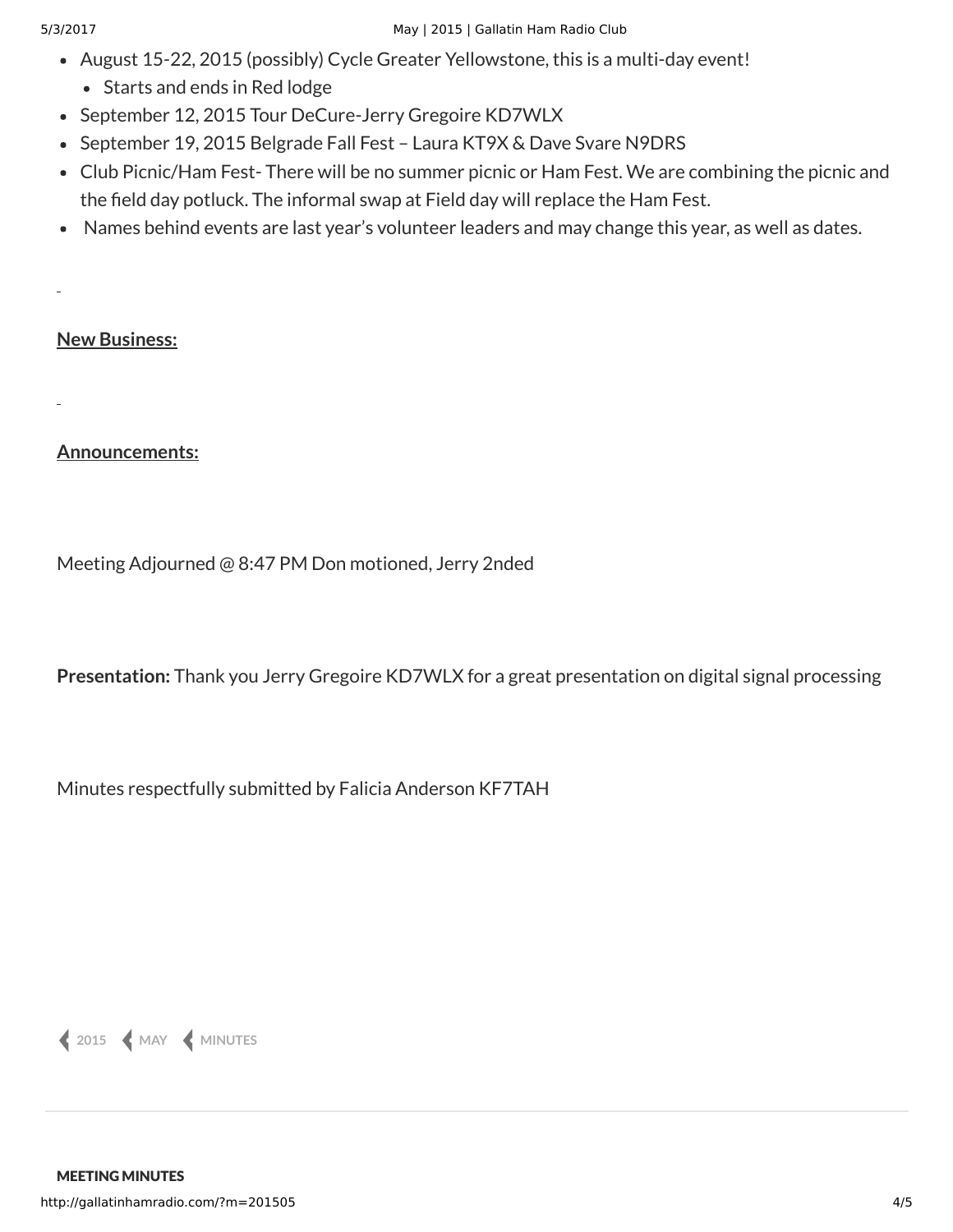- August 15-22, 2015 (possibly) Cycle Greater Yellowstone, this is a multi-day event!
  - Starts and ends in Red lodge
- September 12, 2015 Tour DeCure-Jerry Gregoire KD7WLX
- September 19, 2015 Belgrade Fall Fest – Laura KT9X & Dave Svare N9DRS
- Club Picnic/Ham Fest- There will be no summer picnic or Ham Fest. We are combining the picnic and the field day potluck. The informal swap at Field day will replace the Ham Fest.
- Names behind events are last year's volunteer leaders and may change this year, as well as dates.

**New Business:**

**Announcements:**

Meeting Adjourned @ 8:47 PM Don motioned, Jerry 2nded

**Presentation:** Thank you Jerry Gregoire KD7WLX for a great presentation on digital signal processing

Minutes respectfully submitted by Falicia Anderson KF7TAH

2015 MAY MINUTES

MEETING MINUTES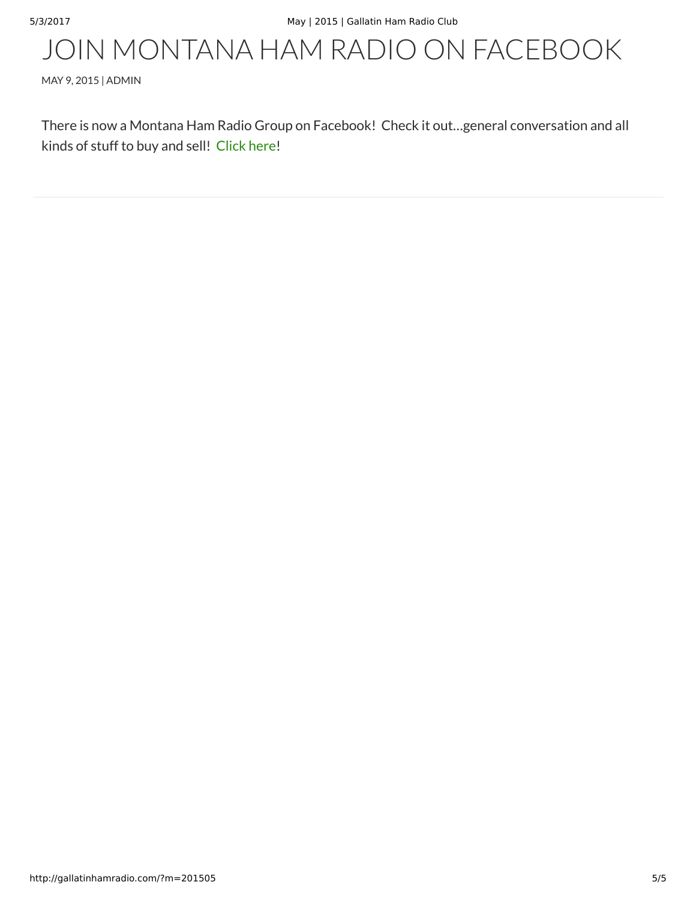# JOIN MONTANA HAM RADIO ON FACEBOOK

MAY 9, 2015 | ADMIN

There is now a Montana Ham Radio Group on Facebook! Check it out…general conversation and all kinds of stuff to buy and sell! Click here!